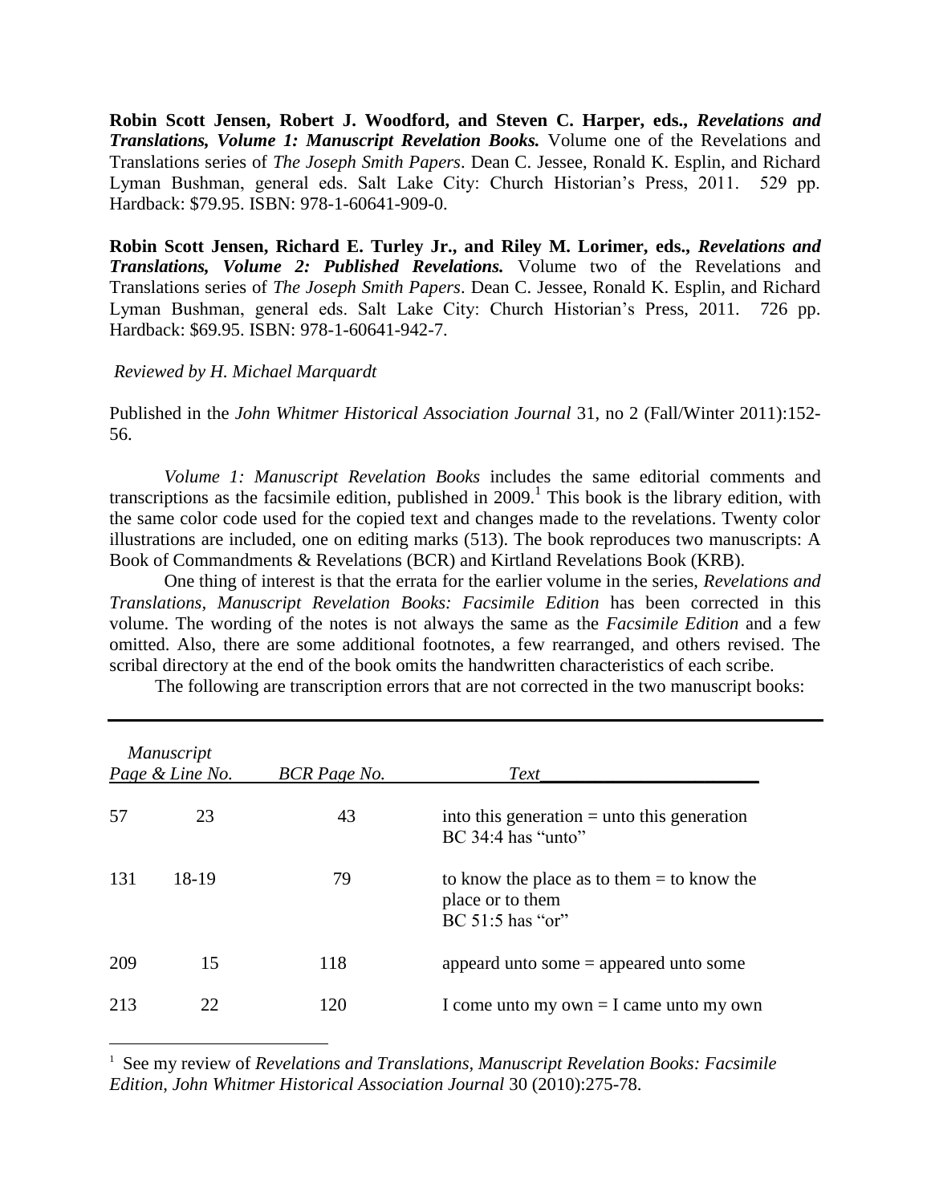**Robin Scott Jensen, Robert J. Woodford, and Steven C. Harper, eds., *Revelations and Translations, Volume 1: Manuscript Revelation Books.*** Volume one of the Revelations and Translations series of *The Joseph Smith Papers*. Dean C. Jessee, Ronald K. Esplin, and Richard Lyman Bushman, general eds. Salt Lake City: Church Historian's Press, 2011. 529 pp. Hardback: $79.95. ISBN: 978-1-60641-909-0.

**Robin Scott Jensen, Richard E. Turley Jr., and Riley M. Lorimer, eds., *Revelations and Translations, Volume 2: Published Revelations.*** Volume two of the Revelations and Translations series of *The Joseph Smith Papers*. Dean C. Jessee, Ronald K. Esplin, and Richard Lyman Bushman, general eds. Salt Lake City: Church Historian's Press, 2011. 726 pp. Hardback: $69.95. ISBN: 978-1-60641-942-7.

*Reviewed by H. Michael Marquardt*

Published in the *John Whitmer Historical Association Journal* 31, no 2 (Fall/Winter 2011):152-56.

*Volume 1: Manuscript Revelation Books* includes the same editorial comments and transcriptions as the facsimile edition, published in 2009.[1] This book is the library edition, with the same color code used for the copied text and changes made to the revelations. Twenty color illustrations are included, one on editing marks (513). The book reproduces two manuscripts: A Book of Commandments & Revelations (BCR) and Kirtland Revelations Book (KRB).

One thing of interest is that the errata for the earlier volume in the series, *Revelations and Translations, Manuscript Revelation Books: Facsimile Edition* has been corrected in this volume. The wording of the notes is not always the same as the *Facsimile Edition* and a few omitted. Also, there are some additional footnotes, a few rearranged, and others revised. The scribal directory at the end of the book omits the handwritten characteristics of each scribe.

The following are transcription errors that are not corrected in the two manuscript books:

| *Manuscript Page & Line No.* | | *BCR Page No.* | *Text* |
|---|---|---|---|
| 57 | 23 | 43 | into this generation = unto this generation<br>BC 34:4 has "unto" |
| 131 | 18-19 | 79 | to know the place as to them = to know the place or to them<br>BC 51:5 has "or" |
| 209 | 15 | 118 | appeard unto some = appeared unto some |
| 213 | 22 | 120 | I come unto my own = I came unto my own |

[1] See my review of *Revelations and Translations, Manuscript Revelation Books: Facsimile Edition*, *John Whitmer Historical Association Journal* 30 (2010):275-78.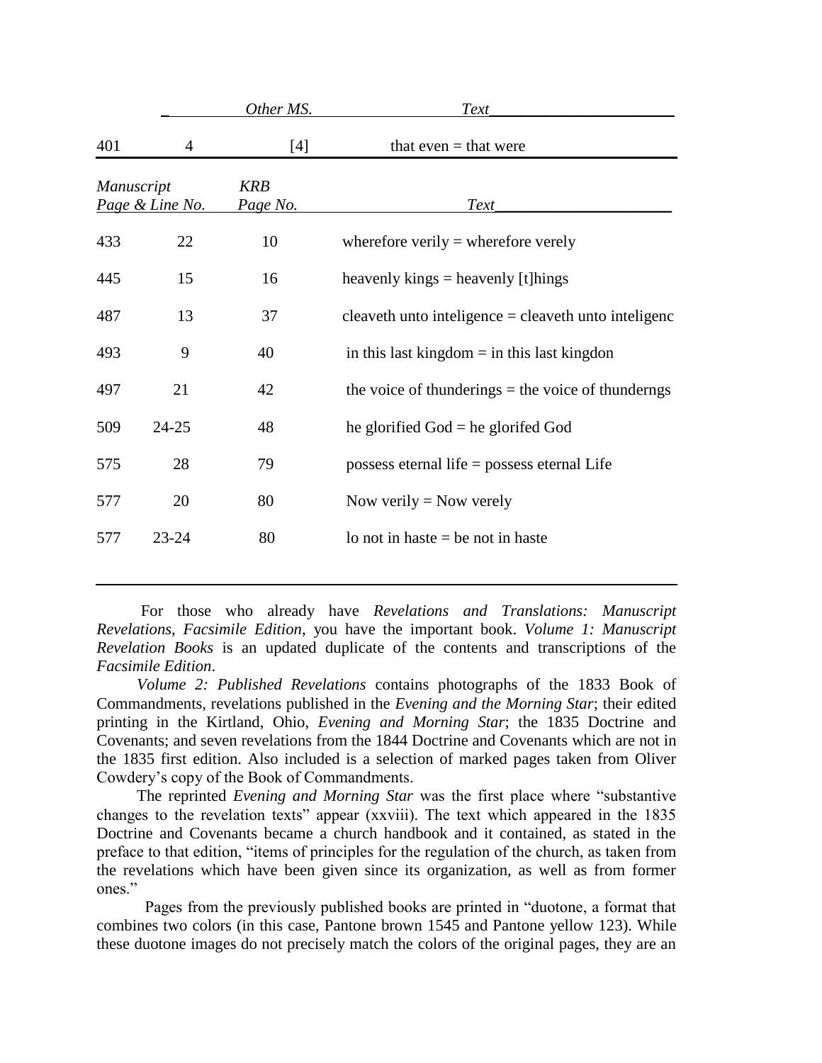| | | Other MS. | Text |
|---|---|---|---|
| 401 | 4 | [4] | that even = that were |

| Manuscript Page & Line No. | | KRB Page No. | Text |
|---|---|---|---|
| 433 | 22 | 10 | wherefore verily = wherefore verely |
| 445 | 15 | 16 | heavenly kings = heavenly [t]hings |
| 487 | 13 | 37 | cleaveth unto inteligence = cleaveth unto inteligenc |
| 493 | 9 | 40 | in this last kingdom = in this last kingdon |
| 497 | 21 | 42 | the voice of thunderings = the voice of thunderngs |
| 509 | 24-25 | 48 | he glorified God = he glorifed God |
| 575 | 28 | 79 | possess eternal life = possess eternal Life |
| 577 | 20 | 80 | Now verily = Now verely |
| 577 | 23-24 | 80 | lo not in haste = be not in haste |

For those who already have *Revelations and Translations: Manuscript Revelations, Facsimile Edition*, you have the important book. *Volume 1: Manuscript Revelation Books* is an updated duplicate of the contents and transcriptions of the *Facsimile Edition*.

*Volume 2: Published Revelations* contains photographs of the 1833 Book of Commandments, revelations published in the *Evening and the Morning Star*; their edited printing in the Kirtland, Ohio, *Evening and Morning Star*; the 1835 Doctrine and Covenants; and seven revelations from the 1844 Doctrine and Covenants which are not in the 1835 first edition. Also included is a selection of marked pages taken from Oliver Cowdery's copy of the Book of Commandments.

The reprinted *Evening and Morning Star* was the first place where "substantive changes to the revelation texts" appear (xxviii). The text which appeared in the 1835 Doctrine and Covenants became a church handbook and it contained, as stated in the preface to that edition, "items of principles for the regulation of the church, as taken from the revelations which have been given since its organization, as well as from former ones."

Pages from the previously published books are printed in "duotone, a format that combines two colors (in this case, Pantone brown 1545 and Pantone yellow 123). While these duotone images do not precisely match the colors of the original pages, they are an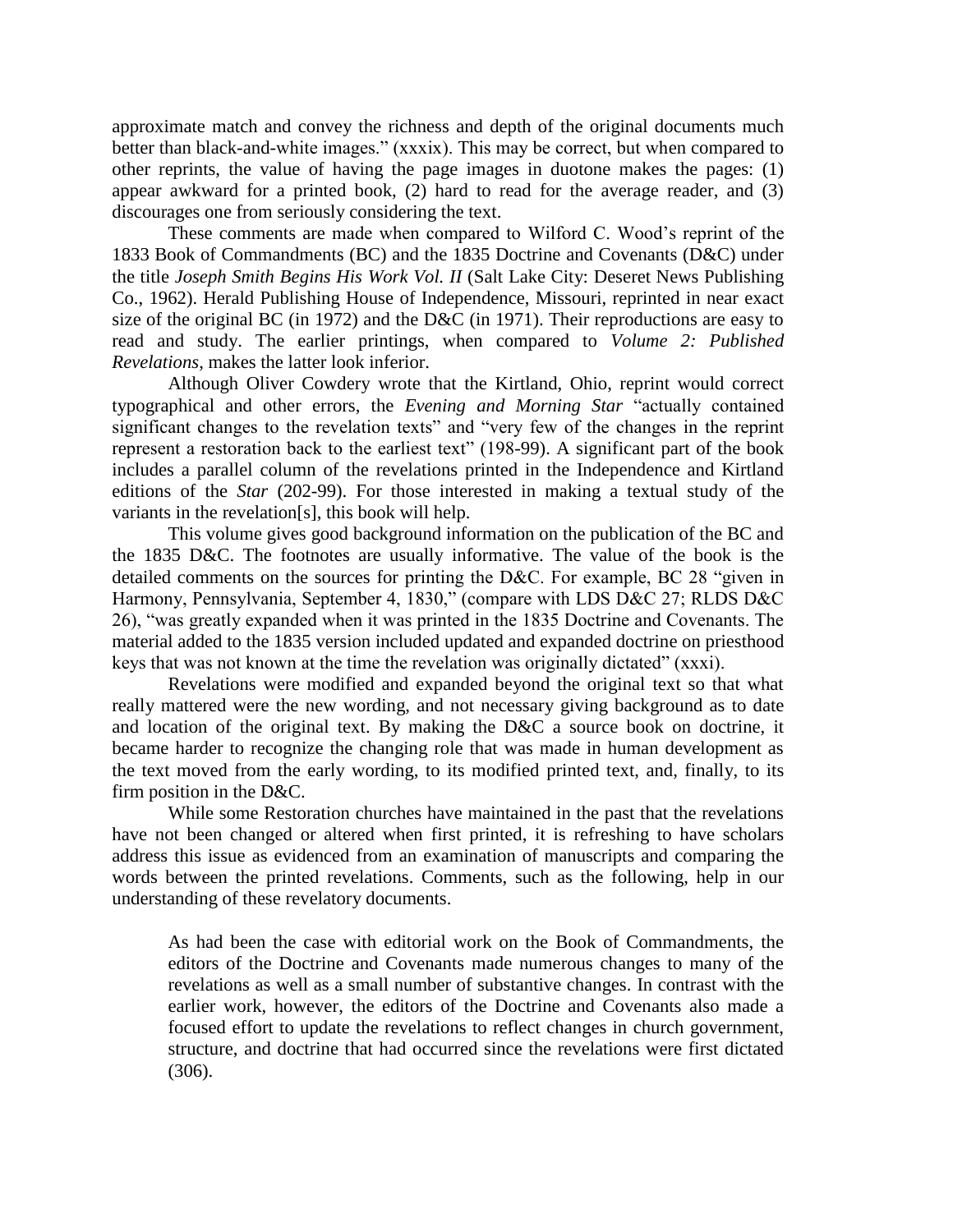approximate match and convey the richness and depth of the original documents much better than black-and-white images." (xxxix). This may be correct, but when compared to other reprints, the value of having the page images in duotone makes the pages: (1) appear awkward for a printed book, (2) hard to read for the average reader, and (3) discourages one from seriously considering the text.

These comments are made when compared to Wilford C. Wood's reprint of the 1833 Book of Commandments (BC) and the 1835 Doctrine and Covenants (D&C) under the title *Joseph Smith Begins His Work Vol. II* (Salt Lake City: Deseret News Publishing Co., 1962). Herald Publishing House of Independence, Missouri, reprinted in near exact size of the original BC (in 1972) and the D&C (in 1971). Their reproductions are easy to read and study. The earlier printings, when compared to *Volume 2: Published Revelations*, makes the latter look inferior.

Although Oliver Cowdery wrote that the Kirtland, Ohio, reprint would correct typographical and other errors, the *Evening and Morning Star* "actually contained significant changes to the revelation texts" and "very few of the changes in the reprint represent a restoration back to the earliest text" (198-99). A significant part of the book includes a parallel column of the revelations printed in the Independence and Kirtland editions of the *Star* (202-99). For those interested in making a textual study of the variants in the revelation[s], this book will help.

This volume gives good background information on the publication of the BC and the 1835 D&C. The footnotes are usually informative. The value of the book is the detailed comments on the sources for printing the D&C. For example, BC 28 "given in Harmony, Pennsylvania, September 4, 1830," (compare with LDS D&C 27; RLDS D&C 26), "was greatly expanded when it was printed in the 1835 Doctrine and Covenants. The material added to the 1835 version included updated and expanded doctrine on priesthood keys that was not known at the time the revelation was originally dictated" (xxxi).

Revelations were modified and expanded beyond the original text so that what really mattered were the new wording, and not necessary giving background as to date and location of the original text. By making the D&C a source book on doctrine, it became harder to recognize the changing role that was made in human development as the text moved from the early wording, to its modified printed text, and, finally, to its firm position in the D&C.

While some Restoration churches have maintained in the past that the revelations have not been changed or altered when first printed, it is refreshing to have scholars address this issue as evidenced from an examination of manuscripts and comparing the words between the printed revelations. Comments, such as the following, help in our understanding of these revelatory documents.

> As had been the case with editorial work on the Book of Commandments, the editors of the Doctrine and Covenants made numerous changes to many of the revelations as well as a small number of substantive changes. In contrast with the earlier work, however, the editors of the Doctrine and Covenants also made a focused effort to update the revelations to reflect changes in church government, structure, and doctrine that had occurred since the revelations were first dictated (306).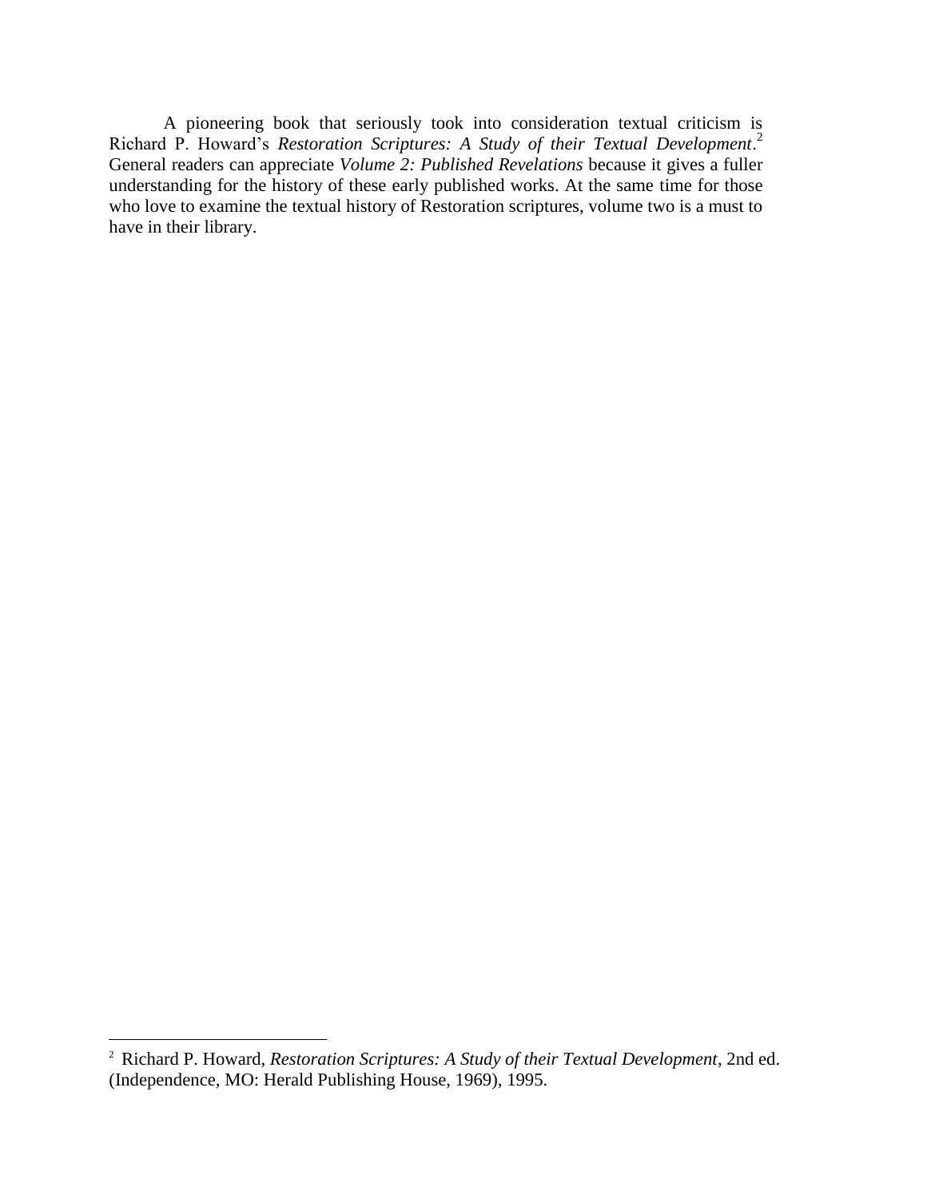A pioneering book that seriously took into consideration textual criticism is Richard P. Howard's *Restoration Scriptures: A Study of their Textual Development*.[2] General readers can appreciate *Volume 2: Published Revelations* because it gives a fuller understanding for the history of these early published works. At the same time for those who love to examine the textual history of Restoration scriptures, volume two is a must to have in their library.

---

[2] Richard P. Howard, *Restoration Scriptures: A Study of their Textual Development*, 2nd ed. (Independence, MO: Herald Publishing House, 1969), 1995.